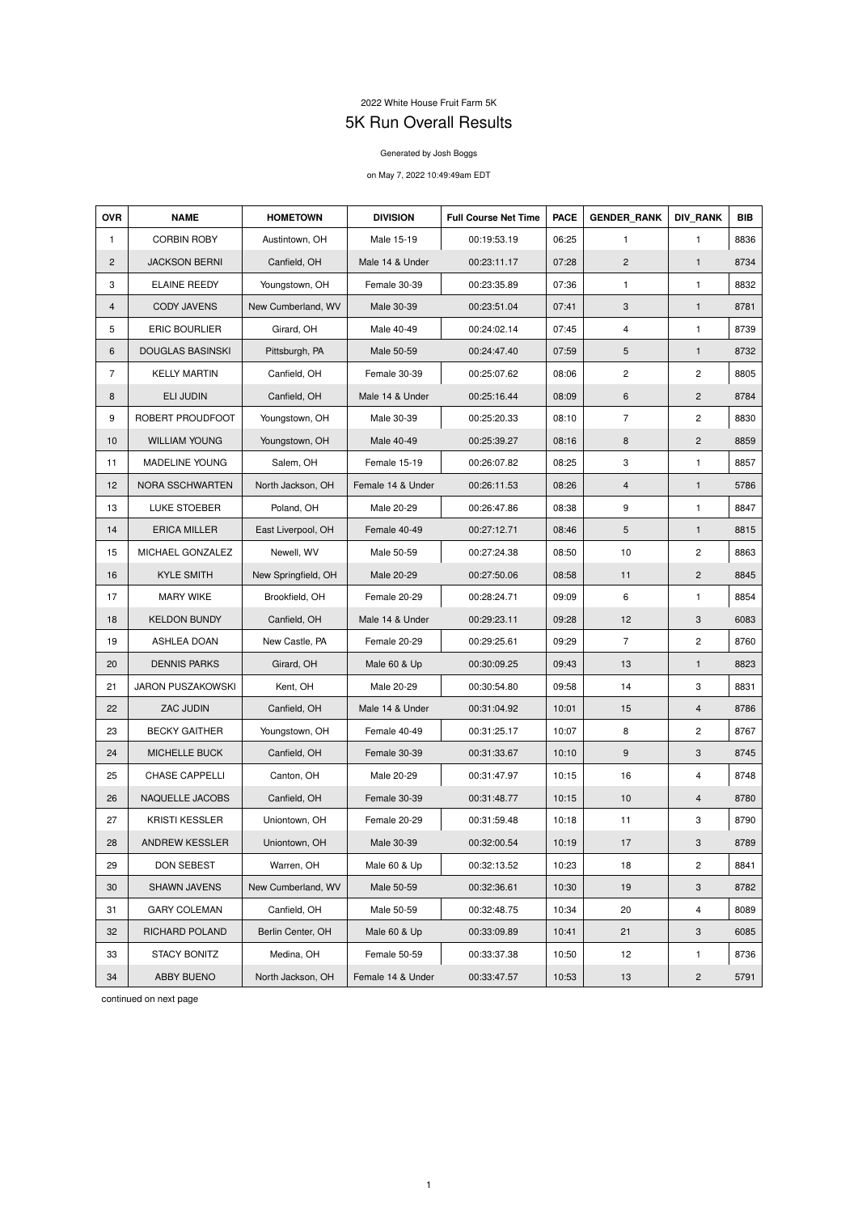2022 White House Fruit Farm 5K

# 5K Run Overall Results

Generated by Josh Boggs

on May 7, 2022 10:49:49am EDT

| OVR | NAME | HOMETOWN | DIVISION | Full Course Net Time | PACE | GENDER_RANK | DIV_RANK | BIB |
|---|---|---|---|---|---|---|---|---|
| 1 | CORBIN ROBY | Austintown, OH | Male 15-19 | 00:19:53.19 | 06:25 | 1 | 1 | 8836 |
| 2 | JACKSON BERNI | Canfield, OH | Male 14 & Under | 00:23:11.17 | 07:28 | 2 | 1 | 8734 |
| 3 | ELAINE REEDY | Youngstown, OH | Female 30-39 | 00:23:35.89 | 07:36 | 1 | 1 | 8832 |
| 4 | CODY JAVENS | New Cumberland, WV | Male 30-39 | 00:23:51.04 | 07:41 | 3 | 1 | 8781 |
| 5 | ERIC BOURLIER | Girard, OH | Male 40-49 | 00:24:02.14 | 07:45 | 4 | 1 | 8739 |
| 6 | DOUGLAS BASINSKI | Pittsburgh, PA | Male 50-59 | 00:24:47.40 | 07:59 | 5 | 1 | 8732 |
| 7 | KELLY MARTIN | Canfield, OH | Female 30-39 | 00:25:07.62 | 08:06 | 2 | 2 | 8805 |
| 8 | ELI JUDIN | Canfield, OH | Male 14 & Under | 00:25:16.44 | 08:09 | 6 | 2 | 8784 |
| 9 | ROBERT PROUDFOOT | Youngstown, OH | Male 30-39 | 00:25:20.33 | 08:10 | 7 | 2 | 8830 |
| 10 | WILLIAM YOUNG | Youngstown, OH | Male 40-49 | 00:25:39.27 | 08:16 | 8 | 2 | 8859 |
| 11 | MADELINE YOUNG | Salem, OH | Female 15-19 | 00:26:07.82 | 08:25 | 3 | 1 | 8857 |
| 12 | NORA SSCHWARTEN | North Jackson, OH | Female 14 & Under | 00:26:11.53 | 08:26 | 4 | 1 | 5786 |
| 13 | LUKE STOEBER | Poland, OH | Male 20-29 | 00:26:47.86 | 08:38 | 9 | 1 | 8847 |
| 14 | ERICA MILLER | East Liverpool, OH | Female 40-49 | 00:27:12.71 | 08:46 | 5 | 1 | 8815 |
| 15 | MICHAEL GONZALEZ | Newell, WV | Male 50-59 | 00:27:24.38 | 08:50 | 10 | 2 | 8863 |
| 16 | KYLE SMITH | New Springfield, OH | Male 20-29 | 00:27:50.06 | 08:58 | 11 | 2 | 8845 |
| 17 | MARY WIKE | Brookfield, OH | Female 20-29 | 00:28:24.71 | 09:09 | 6 | 1 | 8854 |
| 18 | KELDON BUNDY | Canfield, OH | Male 14 & Under | 00:29:23.11 | 09:28 | 12 | 3 | 6083 |
| 19 | ASHLEA DOAN | New Castle, PA | Female 20-29 | 00:29:25.61 | 09:29 | 7 | 2 | 8760 |
| 20 | DENNIS PARKS | Girard, OH | Male 60 & Up | 00:30:09.25 | 09:43 | 13 | 1 | 8823 |
| 21 | JARON PUSZAKOWSKI | Kent, OH | Male 20-29 | 00:30:54.80 | 09:58 | 14 | 3 | 8831 |
| 22 | ZAC JUDIN | Canfield, OH | Male 14 & Under | 00:31:04.92 | 10:01 | 15 | 4 | 8786 |
| 23 | BECKY GAITHER | Youngstown, OH | Female 40-49 | 00:31:25.17 | 10:07 | 8 | 2 | 8767 |
| 24 | MICHELLE BUCK | Canfield, OH | Female 30-39 | 00:31:33.67 | 10:10 | 9 | 3 | 8745 |
| 25 | CHASE CAPPELLI | Canton, OH | Male 20-29 | 00:31:47.97 | 10:15 | 16 | 4 | 8748 |
| 26 | NAQUELLE JACOBS | Canfield, OH | Female 30-39 | 00:31:48.77 | 10:15 | 10 | 4 | 8780 |
| 27 | KRISTI KESSLER | Uniontown, OH | Female 20-29 | 00:31:59.48 | 10:18 | 11 | 3 | 8790 |
| 28 | ANDREW KESSLER | Uniontown, OH | Male 30-39 | 00:32:00.54 | 10:19 | 17 | 3 | 8789 |
| 29 | DON SEBEST | Warren, OH | Male 60 & Up | 00:32:13.52 | 10:23 | 18 | 2 | 8841 |
| 30 | SHAWN JAVENS | New Cumberland, WV | Male 50-59 | 00:32:36.61 | 10:30 | 19 | 3 | 8782 |
| 31 | GARY COLEMAN | Canfield, OH | Male 50-59 | 00:32:48.75 | 10:34 | 20 | 4 | 8089 |
| 32 | RICHARD POLAND | Berlin Center, OH | Male 60 & Up | 00:33:09.89 | 10:41 | 21 | 3 | 6085 |
| 33 | STACY BONITZ | Medina, OH | Female 50-59 | 00:33:37.38 | 10:50 | 12 | 1 | 8736 |
| 34 | ABBY BUENO | North Jackson, OH | Female 14 & Under | 00:33:47.57 | 10:53 | 13 | 2 | 5791 |

continued on next page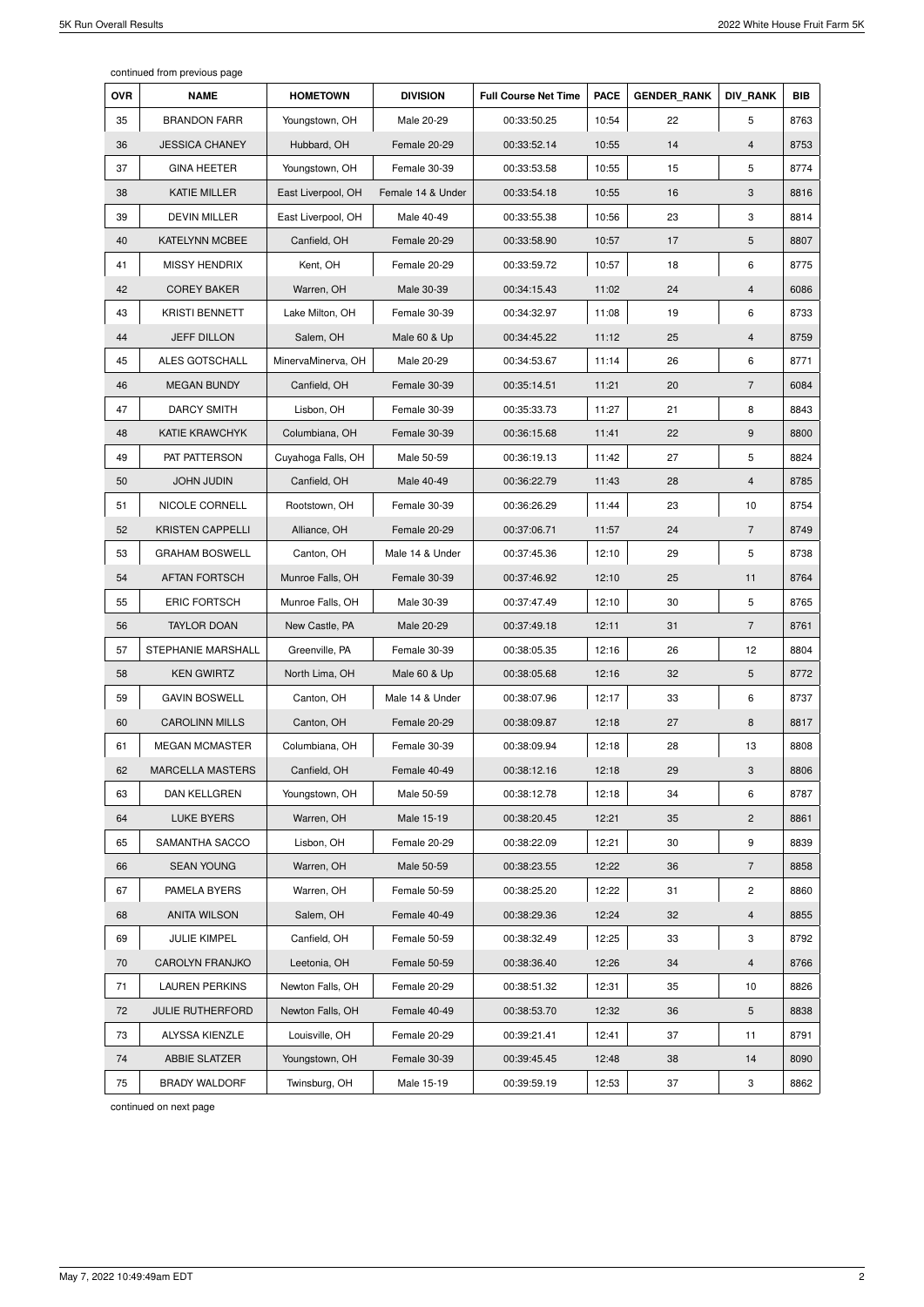continued from previous page

| OVR | NAME | HOMETOWN | DIVISION | Full Course Net Time | PACE | GENDER_RANK | DIV_RANK | BIB |
|---|---|---|---|---|---|---|---|---|
| 35 | BRANDON FARR | Youngstown, OH | Male 20-29 | 00:33:50.25 | 10:54 | 22 | 5 | 8763 |
| 36 | JESSICA CHANEY | Hubbard, OH | Female 20-29 | 00:33:52.14 | 10:55 | 14 | 4 | 8753 |
| 37 | GINA HEETER | Youngstown, OH | Female 30-39 | 00:33:53.58 | 10:55 | 15 | 5 | 8774 |
| 38 | KATIE MILLER | East Liverpool, OH | Female 14 & Under | 00:33:54.18 | 10:55 | 16 | 3 | 8816 |
| 39 | DEVIN MILLER | East Liverpool, OH | Male 40-49 | 00:33:55.38 | 10:56 | 23 | 3 | 8814 |
| 40 | KATELYNN MCBEE | Canfield, OH | Female 20-29 | 00:33:58.90 | 10:57 | 17 | 5 | 8807 |
| 41 | MISSY HENDRIX | Kent, OH | Female 20-29 | 00:33:59.72 | 10:57 | 18 | 6 | 8775 |
| 42 | COREY BAKER | Warren, OH | Male 30-39 | 00:34:15.43 | 11:02 | 24 | 4 | 6086 |
| 43 | KRISTI BENNETT | Lake Milton, OH | Female 30-39 | 00:34:32.97 | 11:08 | 19 | 6 | 8733 |
| 44 | JEFF DILLON | Salem, OH | Male 60 & Up | 00:34:45.22 | 11:12 | 25 | 4 | 8759 |
| 45 | ALES GOTSCHALL | MinervaMinerva, OH | Male 20-29 | 00:34:53.67 | 11:14 | 26 | 6 | 8771 |
| 46 | MEGAN BUNDY | Canfield, OH | Female 30-39 | 00:35:14.51 | 11:21 | 20 | 7 | 6084 |
| 47 | DARCY SMITH | Lisbon, OH | Female 30-39 | 00:35:33.73 | 11:27 | 21 | 8 | 8843 |
| 48 | KATIE KRAWCHYK | Columbiana, OH | Female 30-39 | 00:36:15.68 | 11:41 | 22 | 9 | 8800 |
| 49 | PAT PATTERSON | Cuyahoga Falls, OH | Male 50-59 | 00:36:19.13 | 11:42 | 27 | 5 | 8824 |
| 50 | JOHN JUDIN | Canfield, OH | Male 40-49 | 00:36:22.79 | 11:43 | 28 | 4 | 8785 |
| 51 | NICOLE CORNELL | Rootstown, OH | Female 30-39 | 00:36:26.29 | 11:44 | 23 | 10 | 8754 |
| 52 | KRISTEN CAPPELLI | Alliance, OH | Female 20-29 | 00:37:06.71 | 11:57 | 24 | 7 | 8749 |
| 53 | GRAHAM BOSWELL | Canton, OH | Male 14 & Under | 00:37:45.36 | 12:10 | 29 | 5 | 8738 |
| 54 | AFTAN FORTSCH | Munroe Falls, OH | Female 30-39 | 00:37:46.92 | 12:10 | 25 | 11 | 8764 |
| 55 | ERIC FORTSCH | Munroe Falls, OH | Male 30-39 | 00:37:47.49 | 12:10 | 30 | 5 | 8765 |
| 56 | TAYLOR DOAN | New Castle, PA | Male 20-29 | 00:37:49.18 | 12:11 | 31 | 7 | 8761 |
| 57 | STEPHANIE MARSHALL | Greenville, PA | Female 30-39 | 00:38:05.35 | 12:16 | 26 | 12 | 8804 |
| 58 | KEN GWIRTZ | North Lima, OH | Male 60 & Up | 00:38:05.68 | 12:16 | 32 | 5 | 8772 |
| 59 | GAVIN BOSWELL | Canton, OH | Male 14 & Under | 00:38:07.96 | 12:17 | 33 | 6 | 8737 |
| 60 | CAROLINN MILLS | Canton, OH | Female 20-29 | 00:38:09.87 | 12:18 | 27 | 8 | 8817 |
| 61 | MEGAN MCMASTER | Columbiana, OH | Female 30-39 | 00:38:09.94 | 12:18 | 28 | 13 | 8808 |
| 62 | MARCELLA MASTERS | Canfield, OH | Female 40-49 | 00:38:12.16 | 12:18 | 29 | 3 | 8806 |
| 63 | DAN KELLGREN | Youngstown, OH | Male 50-59 | 00:38:12.78 | 12:18 | 34 | 6 | 8787 |
| 64 | LUKE BYERS | Warren, OH | Male 15-19 | 00:38:20.45 | 12:21 | 35 | 2 | 8861 |
| 65 | SAMANTHA SACCO | Lisbon, OH | Female 20-29 | 00:38:22.09 | 12:21 | 30 | 9 | 8839 |
| 66 | SEAN YOUNG | Warren, OH | Male 50-59 | 00:38:23.55 | 12:22 | 36 | 7 | 8858 |
| 67 | PAMELA BYERS | Warren, OH | Female 50-59 | 00:38:25.20 | 12:22 | 31 | 2 | 8860 |
| 68 | ANITA WILSON | Salem, OH | Female 40-49 | 00:38:29.36 | 12:24 | 32 | 4 | 8855 |
| 69 | JULIE KIMPEL | Canfield, OH | Female 50-59 | 00:38:32.49 | 12:25 | 33 | 3 | 8792 |
| 70 | CAROLYN FRANJKO | Leetonia, OH | Female 50-59 | 00:38:36.40 | 12:26 | 34 | 4 | 8766 |
| 71 | LAUREN PERKINS | Newton Falls, OH | Female 20-29 | 00:38:51.32 | 12:31 | 35 | 10 | 8826 |
| 72 | JULIE RUTHERFORD | Newton Falls, OH | Female 40-49 | 00:38:53.70 | 12:32 | 36 | 5 | 8838 |
| 73 | ALYSSA KIENZLE | Louisville, OH | Female 20-29 | 00:39:21.41 | 12:41 | 37 | 11 | 8791 |
| 74 | ABBIE SLATZER | Youngstown, OH | Female 30-39 | 00:39:45.45 | 12:48 | 38 | 14 | 8090 |
| 75 | BRADY WALDORF | Twinsburg, OH | Male 15-19 | 00:39:59.19 | 12:53 | 37 | 3 | 8862 |

continued on next page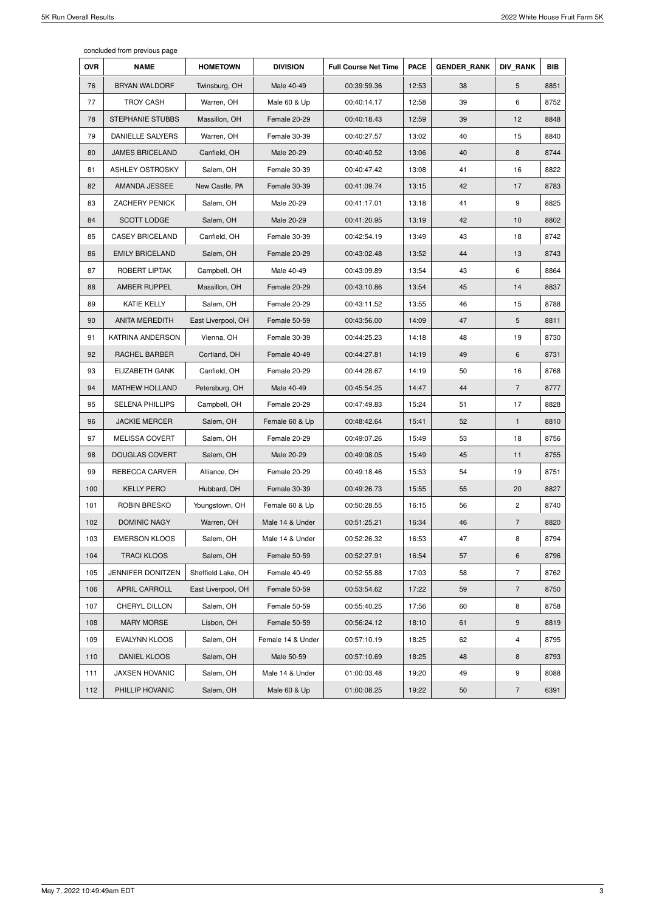concluded from previous page

| OVR | NAME | HOMETOWN | DIVISION | Full Course Net Time | PACE | GENDER_RANK | DIV_RANK | BIB |
|---|---|---|---|---|---|---|---|---|
| 76 | BRYAN WALDORF | Twinsburg, OH | Male 40-49 | 00:39:59.36 | 12:53 | 38 | 5 | 8851 |
| 77 | TROY CASH | Warren, OH | Male 60 & Up | 00:40:14.17 | 12:58 | 39 | 6 | 8752 |
| 78 | STEPHANIE STUBBS | Massillon, OH | Female 20-29 | 00:40:18.43 | 12:59 | 39 | 12 | 8848 |
| 79 | DANIELLE SALYERS | Warren, OH | Female 30-39 | 00:40:27.57 | 13:02 | 40 | 15 | 8840 |
| 80 | JAMES BRICELAND | Canfield, OH | Male 20-29 | 00:40:40.52 | 13:06 | 40 | 8 | 8744 |
| 81 | ASHLEY OSTROSKY | Salem, OH | Female 30-39 | 00:40:47.42 | 13:08 | 41 | 16 | 8822 |
| 82 | AMANDA JESSEE | New Castle, PA | Female 30-39 | 00:41:09.74 | 13:15 | 42 | 17 | 8783 |
| 83 | ZACHERY PENICK | Salem, OH | Male 20-29 | 00:41:17.01 | 13:18 | 41 | 9 | 8825 |
| 84 | SCOTT LODGE | Salem, OH | Male 20-29 | 00:41:20.95 | 13:19 | 42 | 10 | 8802 |
| 85 | CASEY BRICELAND | Canfield, OH | Female 30-39 | 00:42:54.19 | 13:49 | 43 | 18 | 8742 |
| 86 | EMILY BRICELAND | Salem, OH | Female 20-29 | 00:43:02.48 | 13:52 | 44 | 13 | 8743 |
| 87 | ROBERT LIPTAK | Campbell, OH | Male 40-49 | 00:43:09.89 | 13:54 | 43 | 6 | 8864 |
| 88 | AMBER RUPPEL | Massillon, OH | Female 20-29 | 00:43:10.86 | 13:54 | 45 | 14 | 8837 |
| 89 | KATIE KELLY | Salem, OH | Female 20-29 | 00:43:11.52 | 13:55 | 46 | 15 | 8788 |
| 90 | ANITA MEREDITH | East Liverpool, OH | Female 50-59 | 00:43:56.00 | 14:09 | 47 | 5 | 8811 |
| 91 | KATRINA ANDERSON | Vienna, OH | Female 30-39 | 00:44:25.23 | 14:18 | 48 | 19 | 8730 |
| 92 | RACHEL BARBER | Cortland, OH | Female 40-49 | 00:44:27.81 | 14:19 | 49 | 6 | 8731 |
| 93 | ELIZABETH GANK | Canfield, OH | Female 20-29 | 00:44:28.67 | 14:19 | 50 | 16 | 8768 |
| 94 | MATHEW HOLLAND | Petersburg, OH | Male 40-49 | 00:45:54.25 | 14:47 | 44 | 7 | 8777 |
| 95 | SELENA PHILLIPS | Campbell, OH | Female 20-29 | 00:47:49.83 | 15:24 | 51 | 17 | 8828 |
| 96 | JACKIE MERCER | Salem, OH | Female 60 & Up | 00:48:42.64 | 15:41 | 52 | 1 | 8810 |
| 97 | MELISSA COVERT | Salem, OH | Female 20-29 | 00:49:07.26 | 15:49 | 53 | 18 | 8756 |
| 98 | DOUGLAS COVERT | Salem, OH | Male 20-29 | 00:49:08.05 | 15:49 | 45 | 11 | 8755 |
| 99 | REBECCA CARVER | Alliance, OH | Female 20-29 | 00:49:18.46 | 15:53 | 54 | 19 | 8751 |
| 100 | KELLY PERO | Hubbard, OH | Female 30-39 | 00:49:26.73 | 15:55 | 55 | 20 | 8827 |
| 101 | ROBIN BRESKO | Youngstown, OH | Female 60 & Up | 00:50:28.55 | 16:15 | 56 | 2 | 8740 |
| 102 | DOMINIC NAGY | Warren, OH | Male 14 & Under | 00:51:25.21 | 16:34 | 46 | 7 | 8820 |
| 103 | EMERSON KLOOS | Salem, OH | Male 14 & Under | 00:52:26.32 | 16:53 | 47 | 8 | 8794 |
| 104 | TRACI KLOOS | Salem, OH | Female 50-59 | 00:52:27.91 | 16:54 | 57 | 6 | 8796 |
| 105 | JENNIFER DONITZEN | Sheffield Lake, OH | Female 40-49 | 00:52:55.88 | 17:03 | 58 | 7 | 8762 |
| 106 | APRIL CARROLL | East Liverpool, OH | Female 50-59 | 00:53:54.62 | 17:22 | 59 | 7 | 8750 |
| 107 | CHERYL DILLON | Salem, OH | Female 50-59 | 00:55:40.25 | 17:56 | 60 | 8 | 8758 |
| 108 | MARY MORSE | Lisbon, OH | Female 50-59 | 00:56:24.12 | 18:10 | 61 | 9 | 8819 |
| 109 | EVALYNN KLOOS | Salem, OH | Female 14 & Under | 00:57:10.19 | 18:25 | 62 | 4 | 8795 |
| 110 | DANIEL KLOOS | Salem, OH | Male 50-59 | 00:57:10.69 | 18:25 | 48 | 8 | 8793 |
| 111 | JAXSEN HOVANIC | Salem, OH | Male 14 & Under | 01:00:03.48 | 19:20 | 49 | 9 | 8088 |
| 112 | PHILLIP HOVANIC | Salem, OH | Male 60 & Up | 01:00:08.25 | 19:22 | 50 | 7 | 6391 |